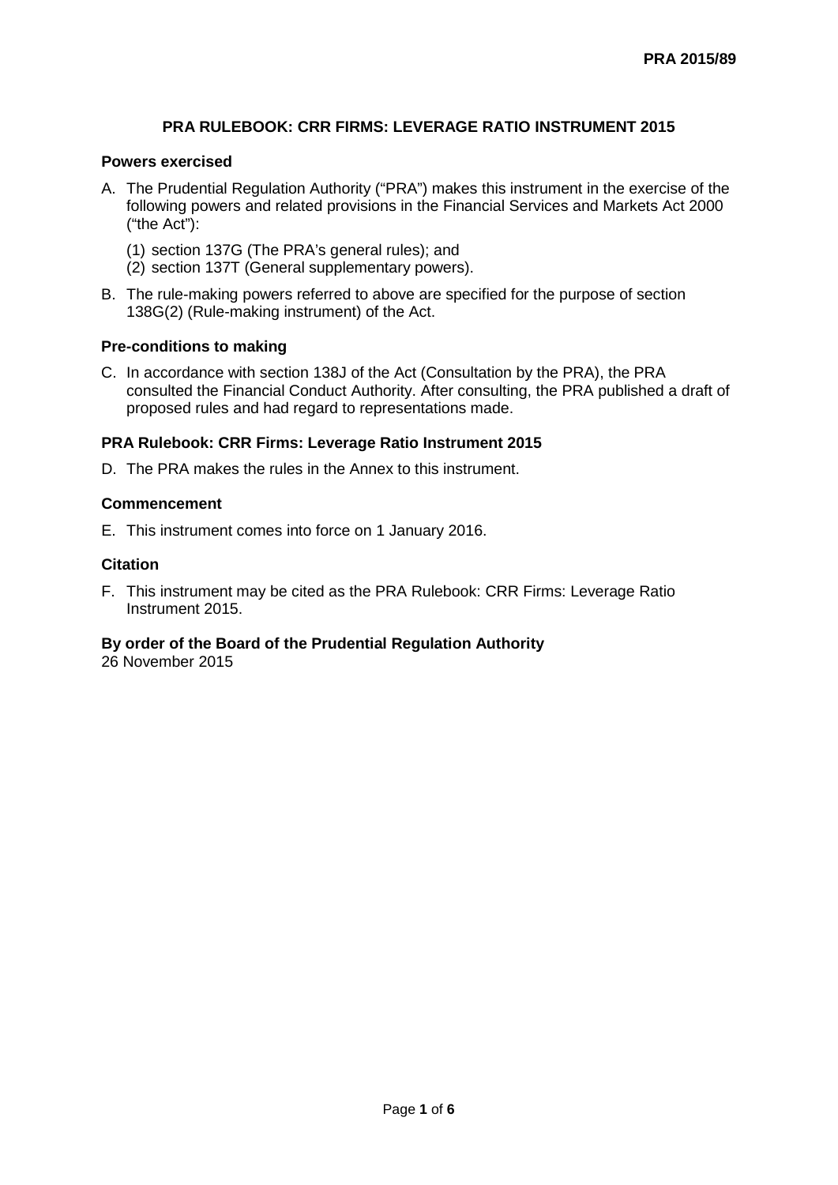**PRA 2015/89**

# PRA RULEBOOK: CRR FIRMS: LEVERAGE RATIO INSTRUMENT 2015

## Powers exercised

A. The Prudential Regulation Authority ("PRA") makes this instrument in the exercise of the following powers and related provisions in the Financial Services and Markets Act 2000 ("the Act"):

   (1) section 137G (The PRA's general rules); and
   (2) section 137T (General supplementary powers).

B. The rule-making powers referred to above are specified for the purpose of section 138G(2) (Rule-making instrument) of the Act.

## Pre-conditions to making

C. In accordance with section 138J of the Act (Consultation by the PRA), the PRA consulted the Financial Conduct Authority. After consulting, the PRA published a draft of proposed rules and had regard to representations made.

## PRA Rulebook: CRR Firms: Leverage Ratio Instrument 2015

D. The PRA makes the rules in the Annex to this instrument.

## Commencement

E. This instrument comes into force on 1 January 2016.

## Citation

F. This instrument may be cited as the PRA Rulebook: CRR Firms: Leverage Ratio Instrument 2015.

**By order of the Board of the Prudential Regulation Authority**
26 November 2015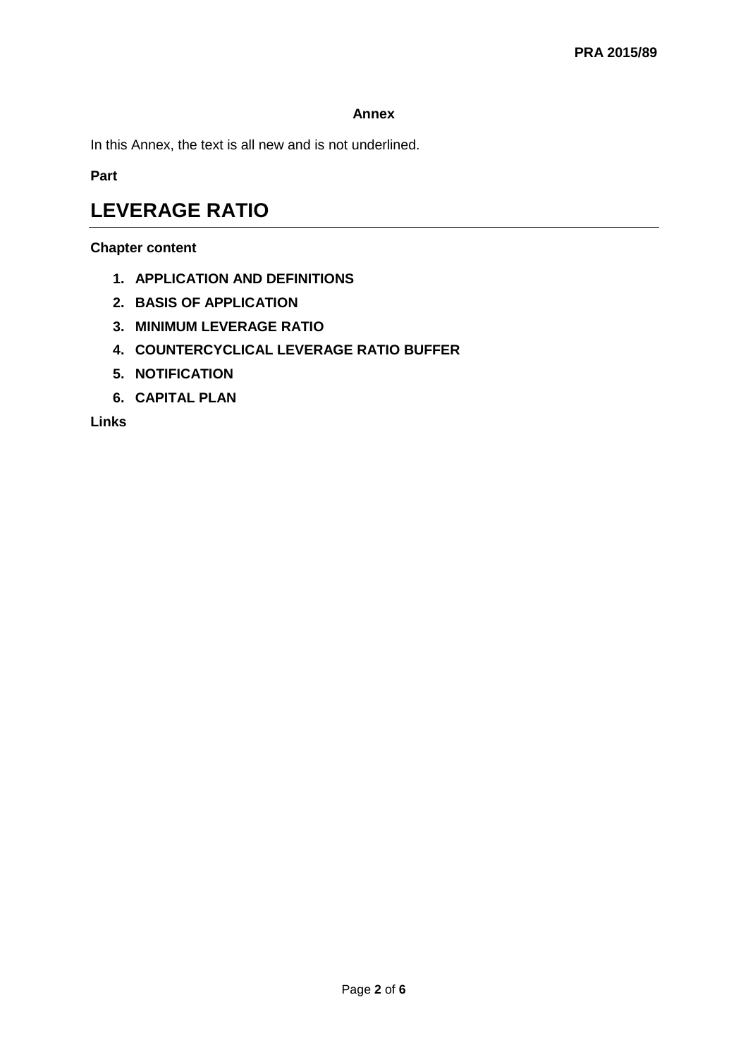**Annex**

In this Annex, the text is all new and is not underlined.

**Part**

# LEVERAGE RATIO

**Chapter content**

1. **APPLICATION AND DEFINITIONS**
2. **BASIS OF APPLICATION**
3. **MINIMUM LEVERAGE RATIO**
4. **COUNTERCYCLICAL LEVERAGE RATIO BUFFER**
5. **NOTIFICATION**
6. **CAPITAL PLAN**

**Links**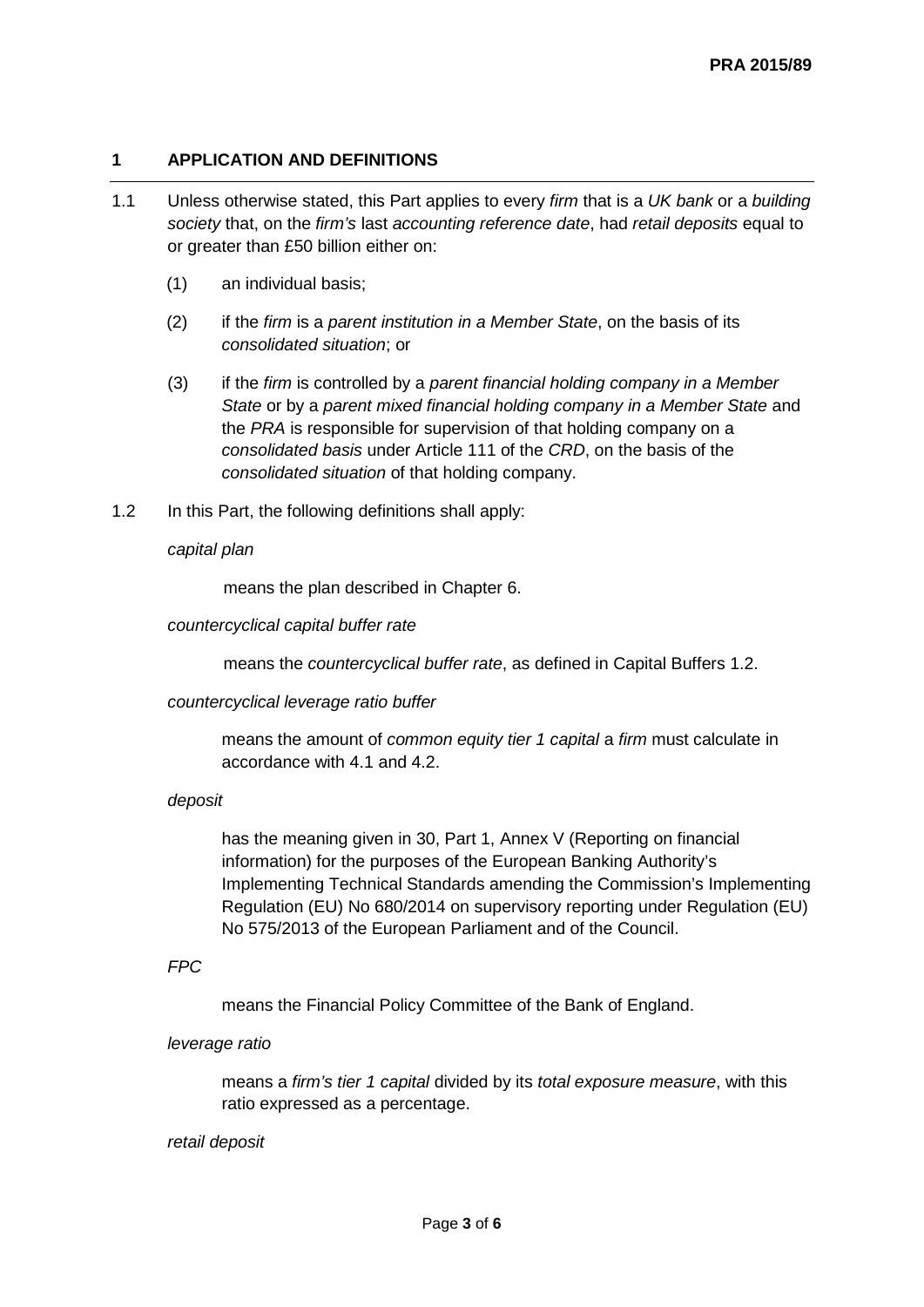## 1 APPLICATION AND DEFINITIONS

1.1 Unless otherwise stated, this Part applies to every *firm* that is a *UK bank* or a *building society* that, on the *firm's* last *accounting reference date*, had *retail deposits* equal to or greater than £50 billion either on:

(1) an individual basis;

(2) if the *firm* is a *parent institution in a Member State*, on the basis of its *consolidated situation*; or

(3) if the *firm* is controlled by a *parent financial holding company in a Member State* or by a *parent mixed financial holding company in a Member State* and the *PRA* is responsible for supervision of that holding company on a *consolidated basis* under Article 111 of the *CRD*, on the basis of the *consolidated situation* of that holding company.

1.2 In this Part, the following definitions shall apply:

*capital plan*

means the plan described in Chapter 6.

*countercyclical capital buffer rate*

means the *countercyclical buffer rate*, as defined in Capital Buffers 1.2.

*countercyclical leverage ratio buffer*

means the amount of *common equity tier 1 capital* a *firm* must calculate in accordance with 4.1 and 4.2.

*deposit*

has the meaning given in 30, Part 1, Annex V (Reporting on financial information) for the purposes of the European Banking Authority's Implementing Technical Standards amending the Commission's Implementing Regulation (EU) No 680/2014 on supervisory reporting under Regulation (EU) No 575/2013 of the European Parliament and of the Council.

*FPC*

means the Financial Policy Committee of the Bank of England.

*leverage ratio*

means a *firm's tier 1 capital* divided by its *total exposure measure*, with this ratio expressed as a percentage.

*retail deposit*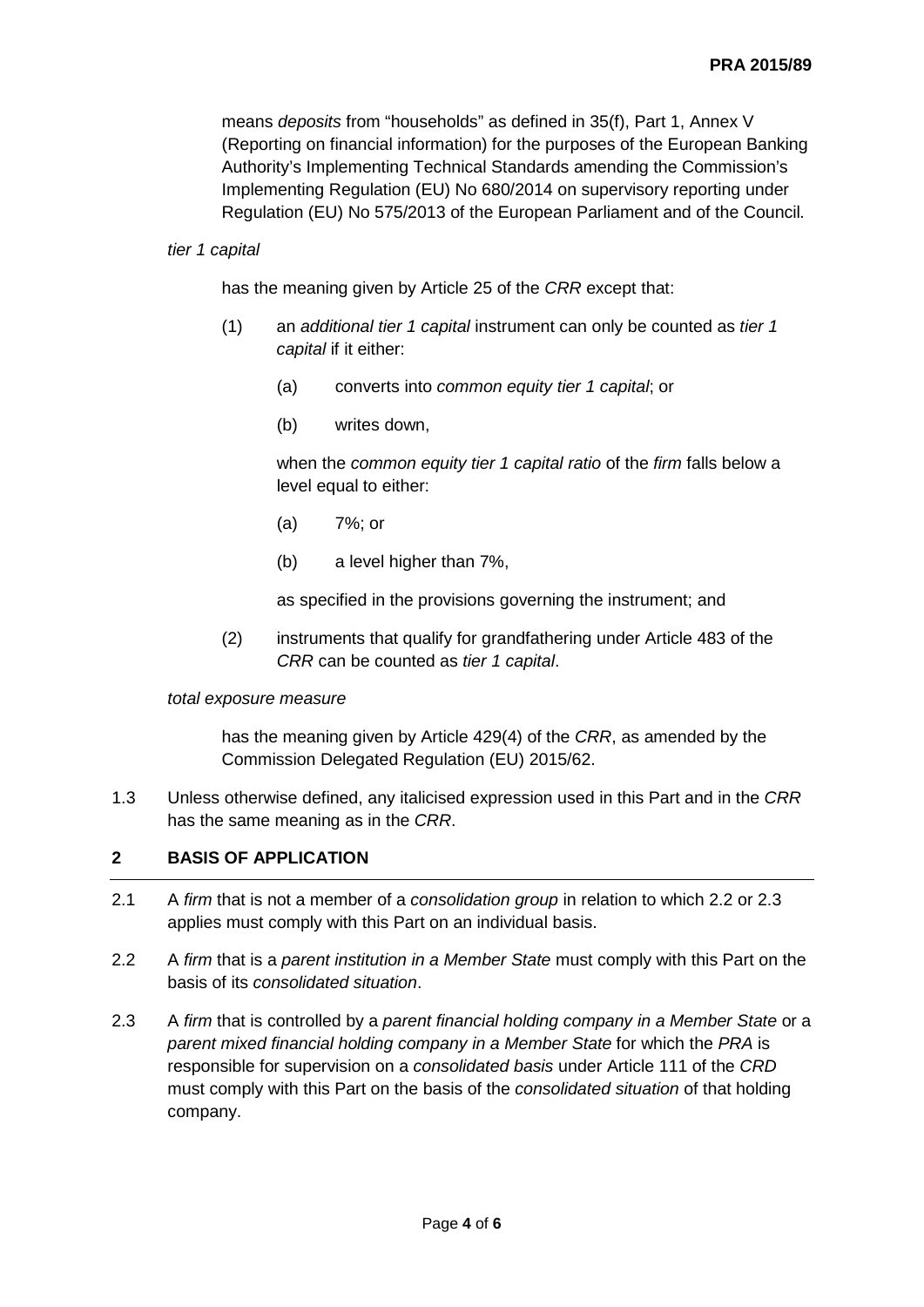means *deposits* from “households” as defined in 35(f), Part 1, Annex V (Reporting on financial information) for the purposes of the European Banking Authority’s Implementing Technical Standards amending the Commission’s Implementing Regulation (EU) No 680/2014 on supervisory reporting under Regulation (EU) No 575/2013 of the European Parliament and of the Council.

*tier 1 capital*

has the meaning given by Article 25 of the *CRR* except that:

(1) an *additional tier 1 capital* instrument can only be counted as *tier 1 capital* if it either:

(a) converts into *common equity tier 1 capital*; or

(b) writes down,

when the *common equity tier 1 capital ratio* of the *firm* falls below a level equal to either:

(a) 7%; or

(b) a level higher than 7%,

as specified in the provisions governing the instrument; and

(2) instruments that qualify for grandfathering under Article 483 of the *CRR* can be counted as *tier 1 capital*.

*total exposure measure*

has the meaning given by Article 429(4) of the *CRR*, as amended by the Commission Delegated Regulation (EU) 2015/62.

1.3 Unless otherwise defined, any italicised expression used in this Part and in the *CRR* has the same meaning as in the *CRR*.

## 2 BASIS OF APPLICATION

2.1 A *firm* that is not a member of a *consolidation group* in relation to which 2.2 or 2.3 applies must comply with this Part on an individual basis.

2.2 A *firm* that is a *parent institution in a Member State* must comply with this Part on the basis of its *consolidated situation*.

2.3 A *firm* that is controlled by a *parent financial holding company in a Member State* or a *parent mixed financial holding company in a Member State* for which the *PRA* is responsible for supervision on a *consolidated basis* under Article 111 of the *CRD* must comply with this Part on the basis of the *consolidated situation* of that holding company.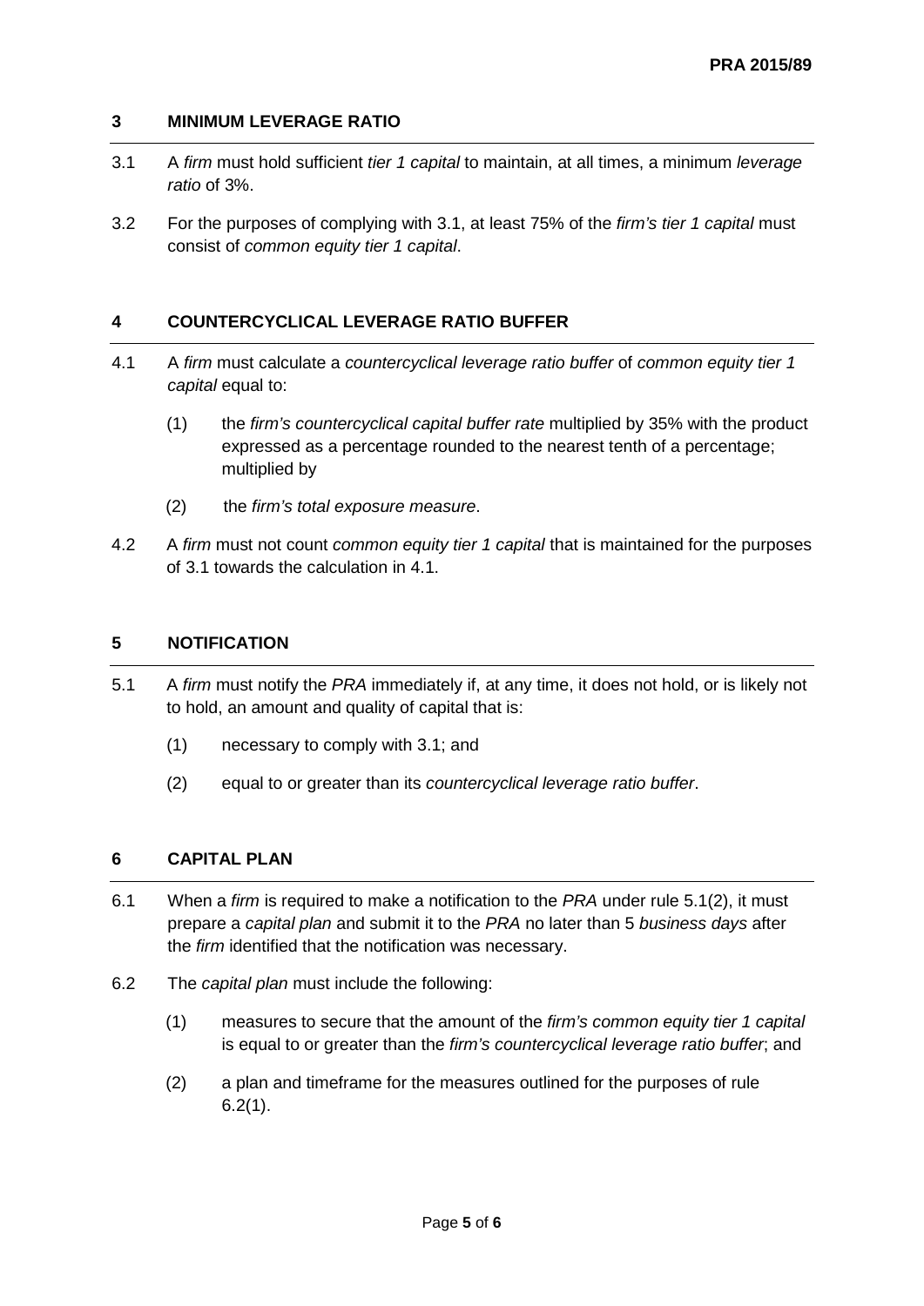## 3 MINIMUM LEVERAGE RATIO

3.1 A *firm* must hold sufficient *tier 1 capital* to maintain, at all times, a minimum *leverage ratio* of 3%.

3.2 For the purposes of complying with 3.1, at least 75% of the *firm's tier 1 capital* must consist of *common equity tier 1 capital*.

## 4 COUNTERCYCLICAL LEVERAGE RATIO BUFFER

4.1 A *firm* must calculate a *countercyclical leverage ratio buffer* of *common equity tier 1 capital* equal to:

(1) the *firm's countercyclical capital buffer rate* multiplied by 35% with the product expressed as a percentage rounded to the nearest tenth of a percentage; multiplied by

(2) the *firm's total exposure measure*.

4.2 A *firm* must not count *common equity tier 1 capital* that is maintained for the purposes of 3.1 towards the calculation in 4.1.

## 5 NOTIFICATION

5.1 A *firm* must notify the *PRA* immediately if, at any time, it does not hold, or is likely not to hold, an amount and quality of capital that is:

(1) necessary to comply with 3.1; and

(2) equal to or greater than its *countercyclical leverage ratio buffer*.

## 6 CAPITAL PLAN

6.1 When a *firm* is required to make a notification to the *PRA* under rule 5.1(2), it must prepare a *capital plan* and submit it to the *PRA* no later than 5 *business days* after the *firm* identified that the notification was necessary.

6.2 The *capital plan* must include the following:

(1) measures to secure that the amount of the *firm's common equity tier 1 capital* is equal to or greater than the *firm's countercyclical leverage ratio buffer*; and

(2) a plan and timeframe for the measures outlined for the purposes of rule 6.2(1).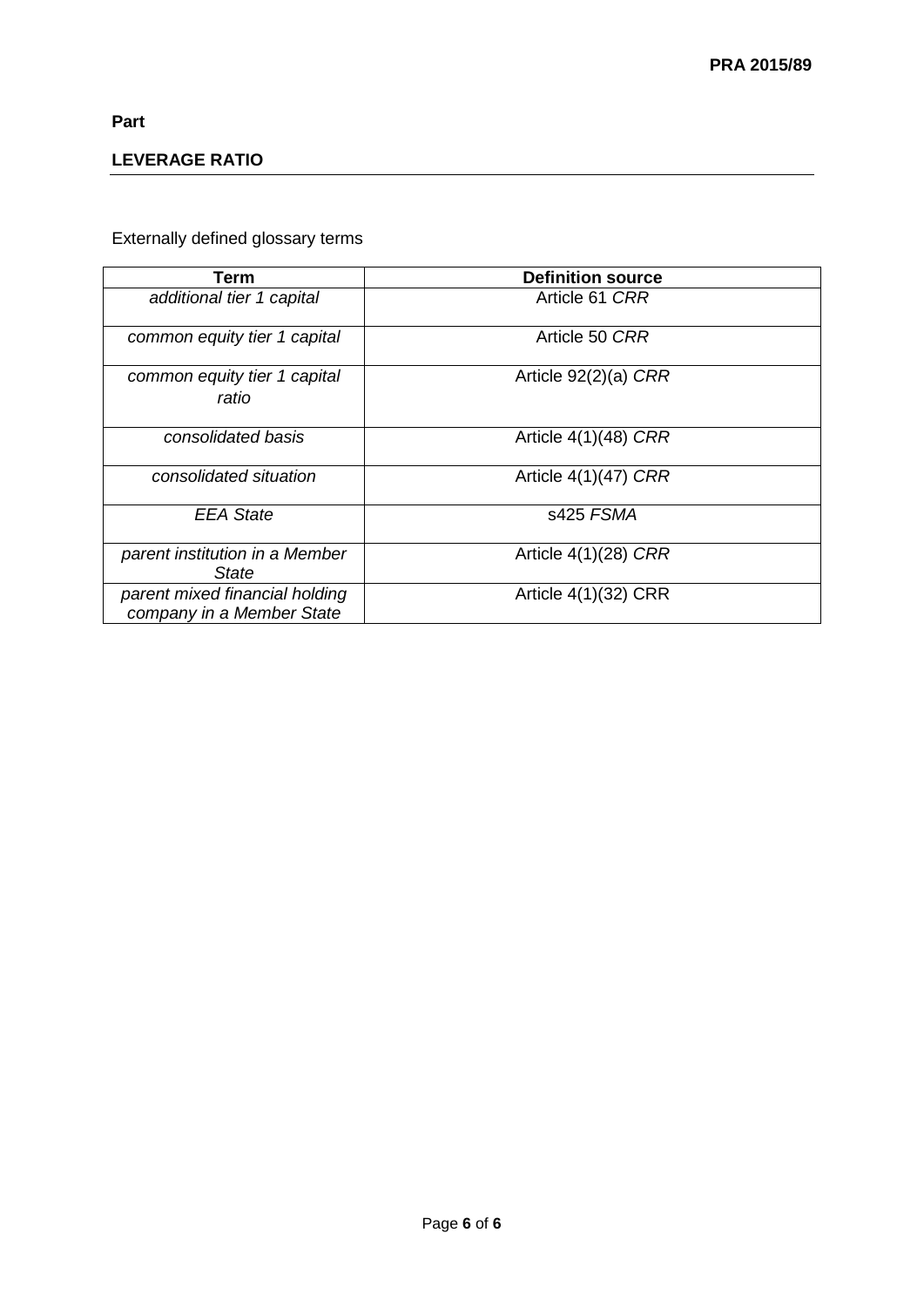**Part**

**LEVERAGE RATIO**

Externally defined glossary terms

| Term | Definition source |
| --- | --- |
| *additional tier 1 capital* | Article 61 *CRR* |
| *common equity tier 1 capital* | Article 50 *CRR* |
| *common equity tier 1 capital ratio* | Article 92(2)(a) *CRR* |
| *consolidated basis* | Article 4(1)(48) *CRR* |
| *consolidated situation* | Article 4(1)(47) *CRR* |
| *EEA State* | s425 *FSMA* |
| *parent institution in a Member State* | Article 4(1)(28) *CRR* |
| *parent mixed financial holding company in a Member State* | Article 4(1)(32) CRR |